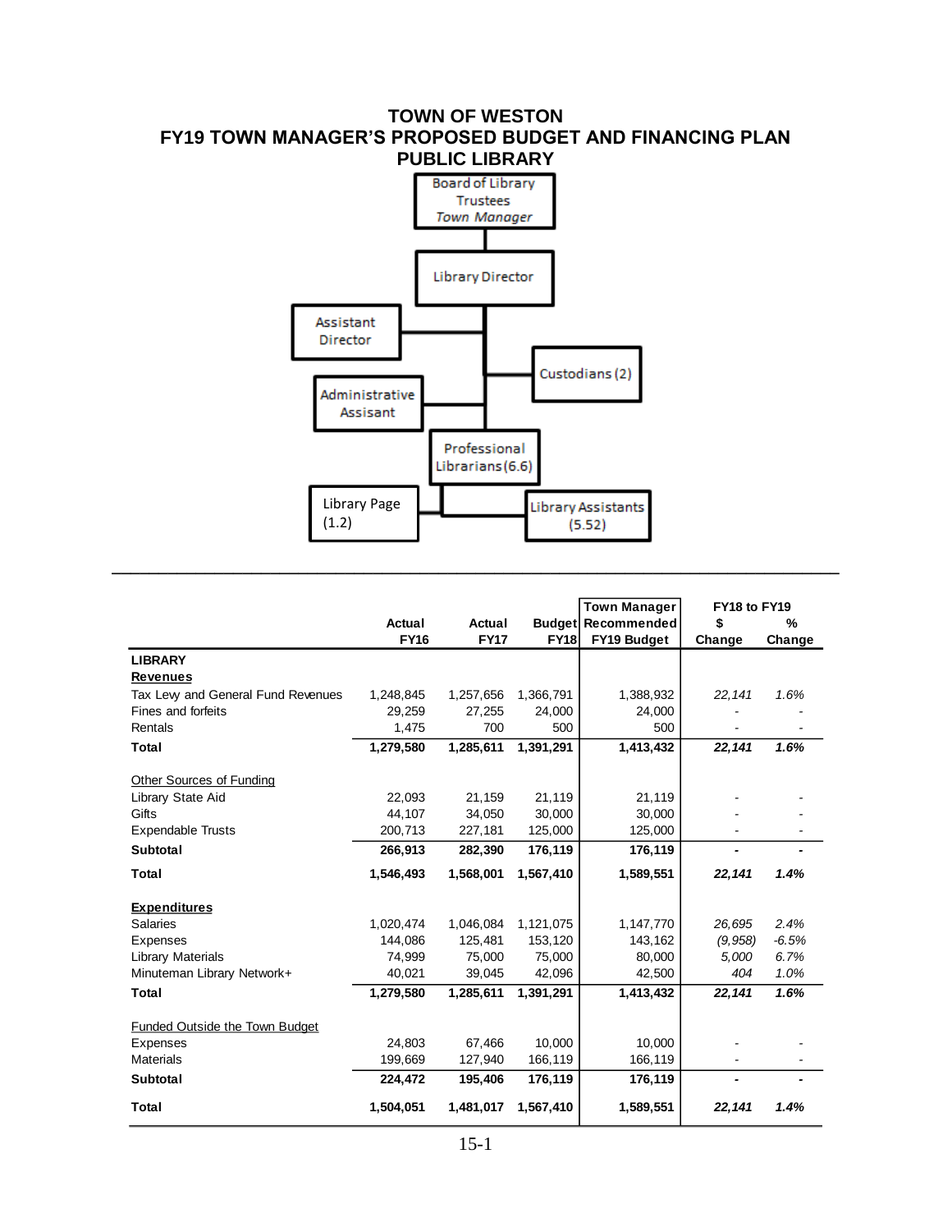# TOWN OF WESTON
## FY19 TOWN MANAGER'S PROPOSED BUDGET AND FINANCING PLAN
## PUBLIC LIBRARY

Board of Library Trustees
*Town Manager*

Library Director

Assistant Director

Custodians (2)

Administrative Assisant

Professional Librarians (6.6)

Library Page (1.2)

Library Assistants (5.52)

| | Actual FY16 | Actual FY17 | Budget FY18 | Town Manager Recommended FY19 Budget | FY18 to FY19 $ Change | FY18 to FY19 % Change |
|---|---|---|---|---|---|---|
| **LIBRARY** | | | | | | |
| **Revenues** | | | | | | |
| Tax Levy and General Fund Revenues | 1,248,845 | 1,257,656 | 1,366,791 | 1,388,932 | *22,141* | *1.6%* |
| Fines and forfeits | 29,259 | 27,255 | 24,000 | 24,000 | - | - |
| Rentals | 1,475 | 700 | 500 | 500 | - | - |
| **Total** | **1,279,580** | **1,285,611** | **1,391,291** | **1,413,432** | ***22,141*** | ***1.6%*** |
| Other Sources of Funding | | | | | | |
| Library State Aid | 22,093 | 21,159 | 21,119 | 21,119 | - | - |
| Gifts | 44,107 | 34,050 | 30,000 | 30,000 | - | - |
| Expendable Trusts | 200,713 | 227,181 | 125,000 | 125,000 | - | - |
| **Subtotal** | **266,913** | **282,390** | **176,119** | **176,119** | **-** | **-** |
| **Total** | **1,546,493** | **1,568,001** | **1,567,410** | **1,589,551** | ***22,141*** | ***1.4%*** |
| **Expenditures** | | | | | | |
| Salaries | 1,020,474 | 1,046,084 | 1,121,075 | 1,147,770 | *26,695* | *2.4%* |
| Expenses | 144,086 | 125,481 | 153,120 | 143,162 | *(9,958)* | *-6.5%* |
| Library Materials | 74,999 | 75,000 | 75,000 | 80,000 | *5,000* | *6.7%* |
| Minuteman Library Network+ | 40,021 | 39,045 | 42,096 | 42,500 | *404* | *1.0%* |
| **Total** | **1,279,580** | **1,285,611** | **1,391,291** | **1,413,432** | ***22,141*** | ***1.6%*** |
| Funded Outside the Town Budget | | | | | | |
| Expenses | 24,803 | 67,466 | 10,000 | 10,000 | - | - |
| Materials | 199,669 | 127,940 | 166,119 | 166,119 | - | - |
| **Subtotal** | **224,472** | **195,406** | **176,119** | **176,119** | **-** | **-** |
| **Total** | **1,504,051** | **1,481,017** | **1,567,410** | **1,589,551** | ***22,141*** | ***1.4%*** |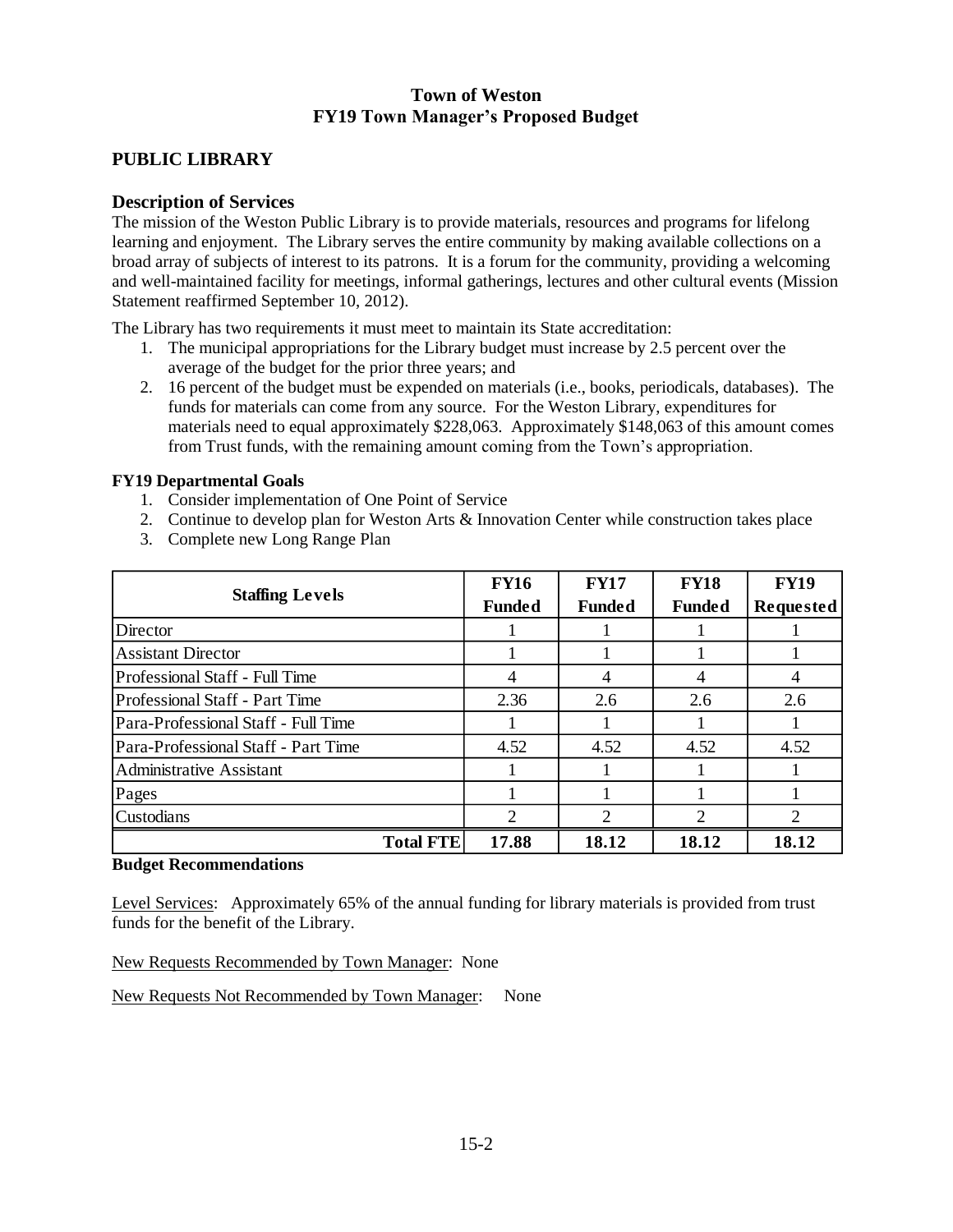# Town of Weston
## FY19 Town Manager's Proposed Budget

## PUBLIC LIBRARY

### Description of Services

The mission of the Weston Public Library is to provide materials, resources and programs for lifelong learning and enjoyment. The Library serves the entire community by making available collections on a broad array of subjects of interest to its patrons. It is a forum for the community, providing a welcoming and well-maintained facility for meetings, informal gatherings, lectures and other cultural events (Mission Statement reaffirmed September 10, 2012).

The Library has two requirements it must meet to maintain its State accreditation:

1. The municipal appropriations for the Library budget must increase by 2.5 percent over the average of the budget for the prior three years; and
2. 16 percent of the budget must be expended on materials (i.e., books, periodicals, databases). The funds for materials can come from any source. For the Weston Library, expenditures for materials need to equal approximately $228,063. Approximately $148,063 of this amount comes from Trust funds, with the remaining amount coming from the Town's appropriation.

**FY19 Departmental Goals**

1. Consider implementation of One Point of Service
2. Continue to develop plan for Weston Arts & Innovation Center while construction takes place
3. Complete new Long Range Plan

| Staffing Levels | FY16 Funded | FY17 Funded | FY18 Funded | FY19 Requested |
|---|---|---|---|---|
| Director | 1 | 1 | 1 | 1 |
| Assistant Director | 1 | 1 | 1 | 1 |
| Professional Staff - Full Time | 4 | 4 | 4 | 4 |
| Professional Staff - Part Time | 2.36 | 2.6 | 2.6 | 2.6 |
| Para-Professional Staff - Full Time | 1 | 1 | 1 | 1 |
| Para-Professional Staff - Part Time | 4.52 | 4.52 | 4.52 | 4.52 |
| Administrative Assistant | 1 | 1 | 1 | 1 |
| Pages | 1 | 1 | 1 | 1 |
| Custodians | 2 | 2 | 2 | 2 |
| **Total FTE** | **17.88** | **18.12** | **18.12** | **18.12** |

**Budget Recommendations**

Level Services: Approximately 65% of the annual funding for library materials is provided from trust funds for the benefit of the Library.

New Requests Recommended by Town Manager: None

New Requests Not Recommended by Town Manager: None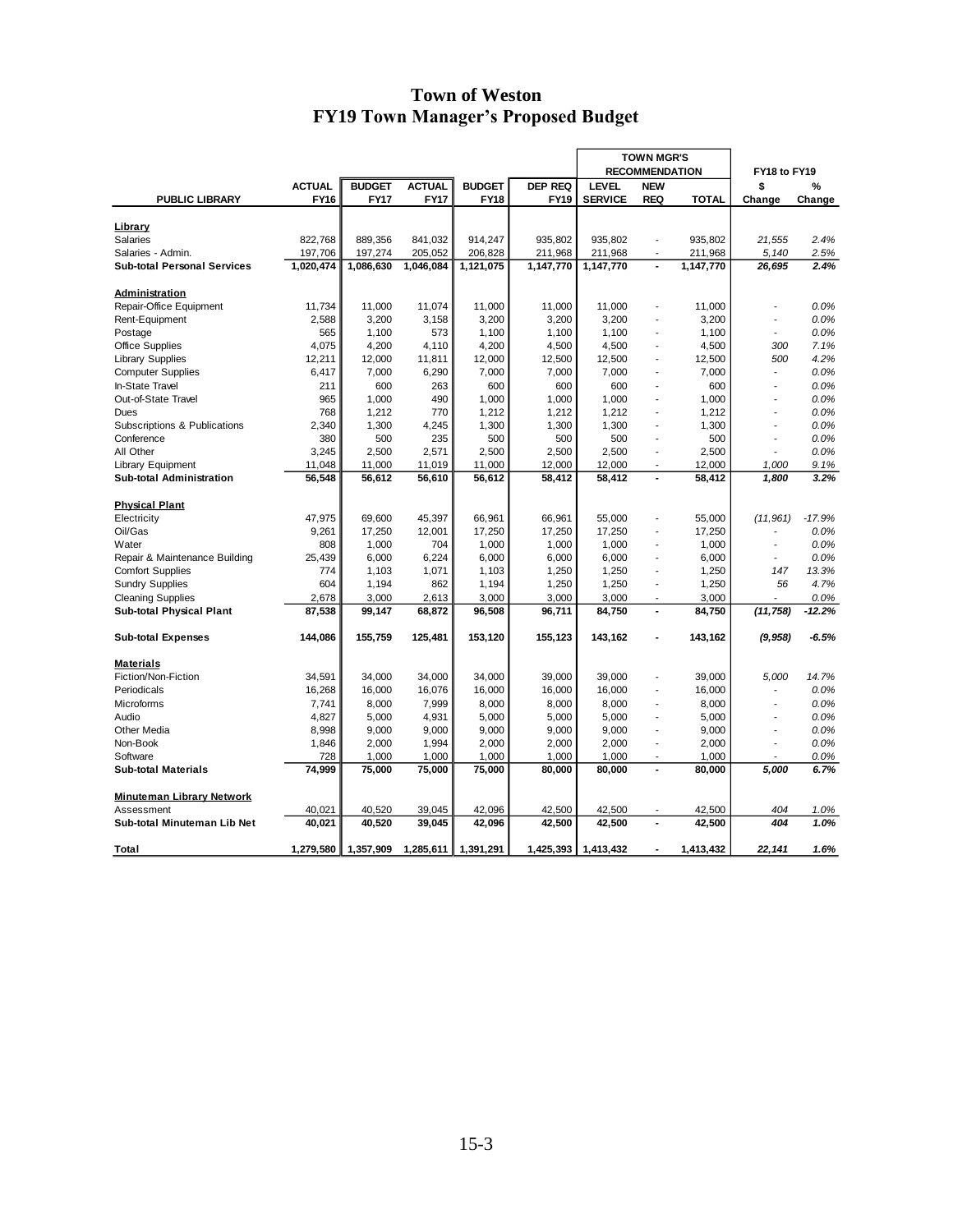# Town of Weston
## FY19 Town Manager's Proposed Budget

| | | | | | | TOWN MGR'S RECOMMENDATION | | | FY18 to FY19 | |
|---|---|---|---|---|---|---|---|---|---|---|
| PUBLIC LIBRARY | ACTUAL FY16 | BUDGET FY17 | ACTUAL FY17 | BUDGET FY18 | DEP REQ FY19 | LEVEL SERVICE | NEW REQ | TOTAL | $ Change | % Change |
| **Library** | | | | | | | | | | |
| Salaries | 822,768 | 889,356 | 841,032 | 914,247 | 935,802 | 935,802 | - | 935,802 | 21,555 | 2.4% |
| Salaries - Admin. | 197,706 | 197,274 | 205,052 | 206,828 | 211,968 | 211,968 | - | 211,968 | 5,140 | 2.5% |
| **Sub-total Personal Services** | **1,020,474** | **1,086,630** | **1,046,084** | **1,121,075** | **1,147,770** | **1,147,770** | **-** | **1,147,770** | **26,695** | **2.4%** |
| **Administration** | | | | | | | | | | |
| Repair-Office Equipment | 11,734 | 11,000 | 11,074 | 11,000 | 11,000 | 11,000 | - | 11,000 | - | 0.0% |
| Rent-Equipment | 2,588 | 3,200 | 3,158 | 3,200 | 3,200 | 3,200 | - | 3,200 | - | 0.0% |
| Postage | 565 | 1,100 | 573 | 1,100 | 1,100 | 1,100 | - | 1,100 | - | 0.0% |
| Office Supplies | 4,075 | 4,200 | 4,110 | 4,200 | 4,500 | 4,500 | - | 4,500 | 300 | 7.1% |
| Library Supplies | 12,211 | 12,000 | 11,811 | 12,000 | 12,500 | 12,500 | - | 12,500 | 500 | 4.2% |
| Computer Supplies | 6,417 | 7,000 | 6,290 | 7,000 | 7,000 | 7,000 | - | 7,000 | - | 0.0% |
| In-State Travel | 211 | 600 | 263 | 600 | 600 | 600 | - | 600 | - | 0.0% |
| Out-of-State Travel | 965 | 1,000 | 490 | 1,000 | 1,000 | 1,000 | - | 1,000 | - | 0.0% |
| Dues | 768 | 1,212 | 770 | 1,212 | 1,212 | 1,212 | - | 1,212 | - | 0.0% |
| Subscriptions & Publications | 2,340 | 1,300 | 4,245 | 1,300 | 1,300 | 1,300 | - | 1,300 | - | 0.0% |
| Conference | 380 | 500 | 235 | 500 | 500 | 500 | - | 500 | - | 0.0% |
| All Other | 3,245 | 2,500 | 2,571 | 2,500 | 2,500 | 2,500 | - | 2,500 | - | 0.0% |
| Library Equipment | 11,048 | 11,000 | 11,019 | 11,000 | 12,000 | 12,000 | - | 12,000 | 1,000 | 9.1% |
| **Sub-total Administration** | **56,548** | **56,612** | **56,610** | **56,612** | **58,412** | **58,412** | **-** | **58,412** | **1,800** | **3.2%** |
| **Physical Plant** | | | | | | | | | | |
| Electricity | 47,975 | 69,600 | 45,397 | 66,961 | 66,961 | 55,000 | - | 55,000 | (11,961) | -17.9% |
| Oil/Gas | 9,261 | 17,250 | 12,001 | 17,250 | 17,250 | 17,250 | - | 17,250 | - | 0.0% |
| Water | 808 | 1,000 | 704 | 1,000 | 1,000 | 1,000 | - | 1,000 | - | 0.0% |
| Repair & Maintenance Building | 25,439 | 6,000 | 6,224 | 6,000 | 6,000 | 6,000 | - | 6,000 | - | 0.0% |
| Comfort Supplies | 774 | 1,103 | 1,071 | 1,103 | 1,250 | 1,250 | - | 1,250 | 147 | 13.3% |
| Sundry Supplies | 604 | 1,194 | 862 | 1,194 | 1,250 | 1,250 | - | 1,250 | 56 | 4.7% |
| Cleaning Supplies | 2,678 | 3,000 | 2,613 | 3,000 | 3,000 | 3,000 | - | 3,000 | - | 0.0% |
| **Sub-total Physical Plant** | **87,538** | **99,147** | **68,872** | **96,508** | **96,711** | **84,750** | **-** | **84,750** | **(11,758)** | **-12.2%** |
| **Sub-total Expenses** | **144,086** | **155,759** | **125,481** | **153,120** | **155,123** | **143,162** | **-** | **143,162** | **(9,958)** | **-6.5%** |
| **Materials** | | | | | | | | | | |
| Fiction/Non-Fiction | 34,591 | 34,000 | 34,000 | 34,000 | 39,000 | 39,000 | - | 39,000 | 5,000 | 14.7% |
| Periodicals | 16,268 | 16,000 | 16,076 | 16,000 | 16,000 | 16,000 | - | 16,000 | - | 0.0% |
| Microforms | 7,741 | 8,000 | 7,999 | 8,000 | 8,000 | 8,000 | - | 8,000 | - | 0.0% |
| Audio | 4,827 | 5,000 | 4,931 | 5,000 | 5,000 | 5,000 | - | 5,000 | - | 0.0% |
| Other Media | 8,998 | 9,000 | 9,000 | 9,000 | 9,000 | 9,000 | - | 9,000 | - | 0.0% |
| Non-Book | 1,846 | 2,000 | 1,994 | 2,000 | 2,000 | 2,000 | - | 2,000 | - | 0.0% |
| Software | 728 | 1,000 | 1,000 | 1,000 | 1,000 | 1,000 | - | 1,000 | - | 0.0% |
| **Sub-total Materials** | **74,999** | **75,000** | **75,000** | **75,000** | **80,000** | **80,000** | **-** | **80,000** | **5,000** | **6.7%** |
| **Minuteman Library Network** | | | | | | | | | | |
| Assessment | 40,021 | 40,520 | 39,045 | 42,096 | 42,500 | 42,500 | - | 42,500 | 404 | 1.0% |
| **Sub-total Minuteman Lib Net** | **40,021** | **40,520** | **39,045** | **42,096** | **42,500** | **42,500** | **-** | **42,500** | **404** | **1.0%** |
| **Total** | **1,279,580** | **1,357,909** | **1,285,611** | **1,391,291** | **1,425,393** | **1,413,432** | **-** | **1,413,432** | **22,141** | **1.6%** |